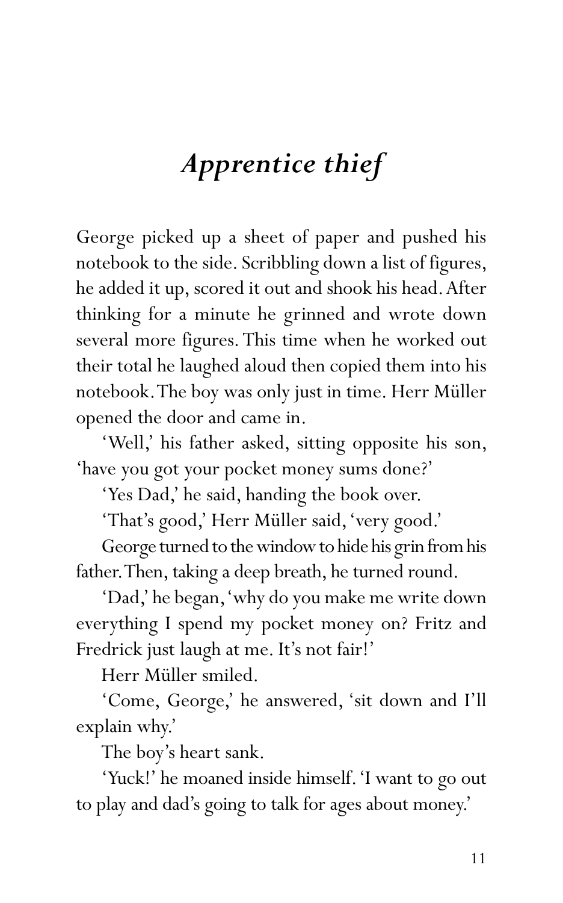# *Apprentice thief*

George picked up a sheet of paper and pushed his notebook to the side. Scribbling down a list of figures, he added it up, scored it out and shook his head. After thinking for a minute he grinned and wrote down several more figures. This time when he worked out their total he laughed aloud then copied them into his notebook. The boy was only just in time. Herr Müller opened the door and came in.

'Well,' his father asked, sitting opposite his son, 'have you got your pocket money sums done?'

'Yes Dad,' he said, handing the book over.

'That's good,' Herr Müller said, 'very good.'

George turned to the window to hide his grin from his father. Then, taking a deep breath, he turned round.

'Dad,' he began, 'why do you make me write down everything I spend my pocket money on? Fritz and Fredrick just laugh at me. It's not fair!'

Herr Müller smiled.

'Come, George,' he answered, 'sit down and I'll explain why.'

The boy's heart sank.

'Yuck!' he moaned inside himself. 'I want to go out to play and dad's going to talk for ages about money.'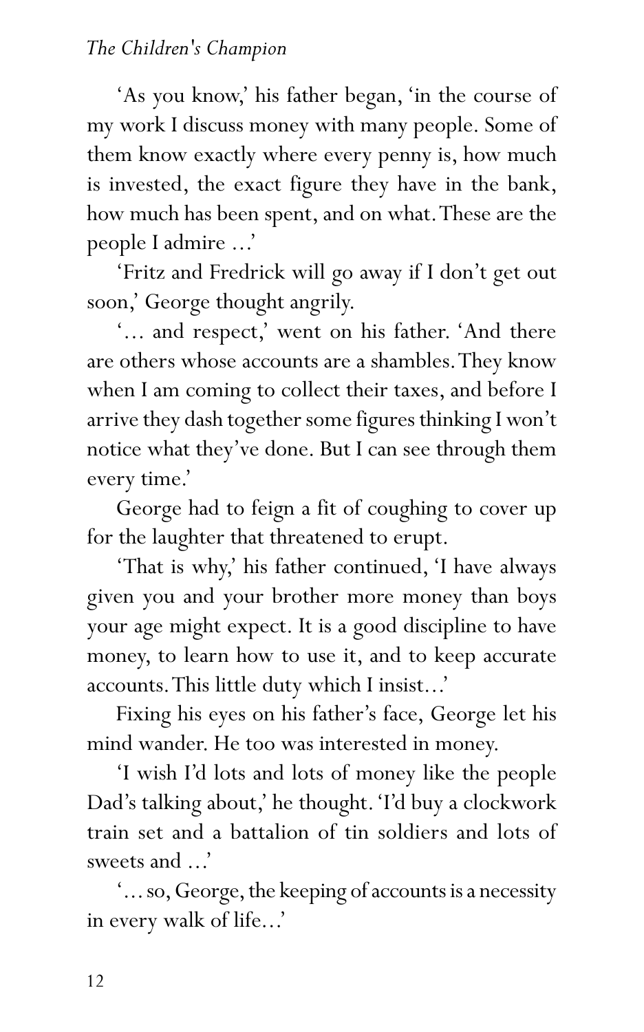'As you know,' his father began, 'in the course of my work I discuss money with many people. Some of them know exactly where every penny is, how much is invested, the exact figure they have in the bank, how much has been spent, and on what. These are the people I admire ...'

'Fritz and Fredrick will go away if I don't get out soon,' George thought angrily.

'... and respect,' went on his father. 'And there are others whose accounts are a shambles. They know when I am coming to collect their taxes, and before I arrive they dash together some figures thinking I won't notice what they've done. But I can see through them every time.'

George had to feign a fit of coughing to cover up for the laughter that threatened to erupt.

'That is why,' his father continued, 'I have always given you and your brother more money than boys your age might expect. It is a good discipline to have money, to learn how to use it, and to keep accurate accounts. This little duty which I insist...'

Fixing his eyes on his father's face, George let his mind wander. He too was interested in money.

'I wish I'd lots and lots of money like the people Dad's talking about,' he thought. 'I'd buy a clockwork train set and a battalion of tin soldiers and lots of sweets and ...'

'... so, George, the keeping of accounts is a necessity in every walk of life...'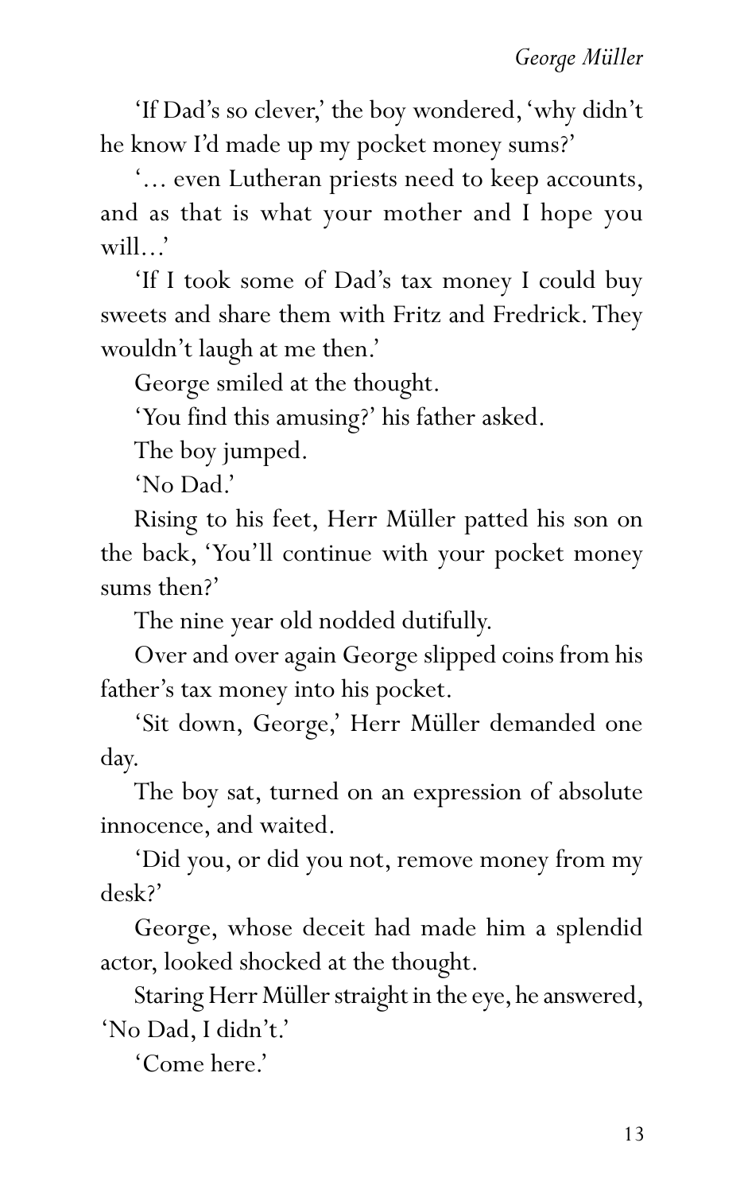'If Dad's so clever,' the boy wondered, 'why didn't he know I'd made up my pocket money sums?'

'… even Lutheran priests need to keep accounts, and as that is what your mother and I hope you will…'

'If I took some of Dad's tax money I could buy sweets and share them with Fritz and Fredrick. They wouldn't laugh at me then.'

George smiled at the thought.

'You find this amusing?' his father asked.

The boy jumped.

'No Dad.'

Rising to his feet, Herr Müller patted his son on the back, 'You'll continue with your pocket money sums then?'

The nine year old nodded dutifully.

Over and over again George slipped coins from his father's tax money into his pocket.

'Sit down, George,' Herr Müller demanded one day.

The boy sat, turned on an expression of absolute innocence, and waited.

'Did you, or did you not, remove money from my desk?'

George, whose deceit had made him a splendid actor, looked shocked at the thought.

Staring Herr Müller straight in the eye, he answered, 'No Dad, I didn't.'

'Come here.'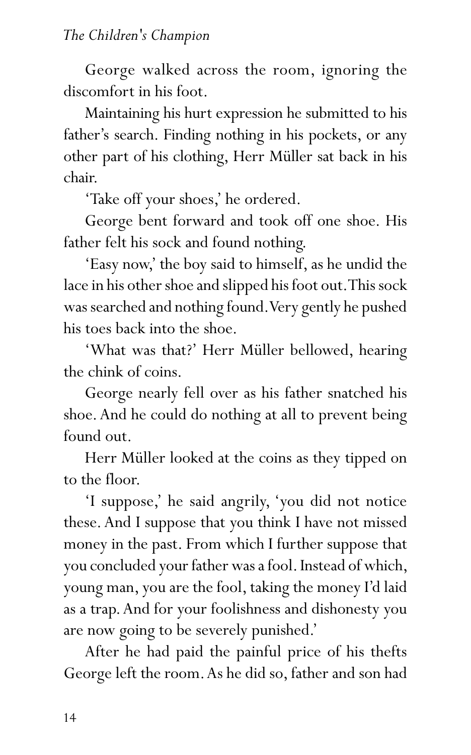George walked across the room, ignoring the discomfort in his foot.

Maintaining his hurt expression he submitted to his father's search. Finding nothing in his pockets, or any other part of his clothing, Herr Müller sat back in his chair.

'Take off your shoes,' he ordered.

George bent forward and took off one shoe. His father felt his sock and found nothing.

'Easy now,' the boy said to himself, as he undid the lace in his other shoe and slipped his foot out. This sock was searched and nothing found. Very gently he pushed his toes back into the shoe.

'What was that?' Herr Müller bellowed, hearing the chink of coins.

George nearly fell over as his father snatched his shoe. And he could do nothing at all to prevent being found out.

Herr Müller looked at the coins as they tipped on to the floor.

'I suppose,' he said angrily, 'you did not notice these. And I suppose that you think I have not missed money in the past. From which I further suppose that you concluded your father was a fool. Instead of which, young man, you are the fool, taking the money I'd laid as a trap. And for your foolishness and dishonesty you are now going to be severely punished.'

After he had paid the painful price of his thefts George left the room. As he did so, father and son had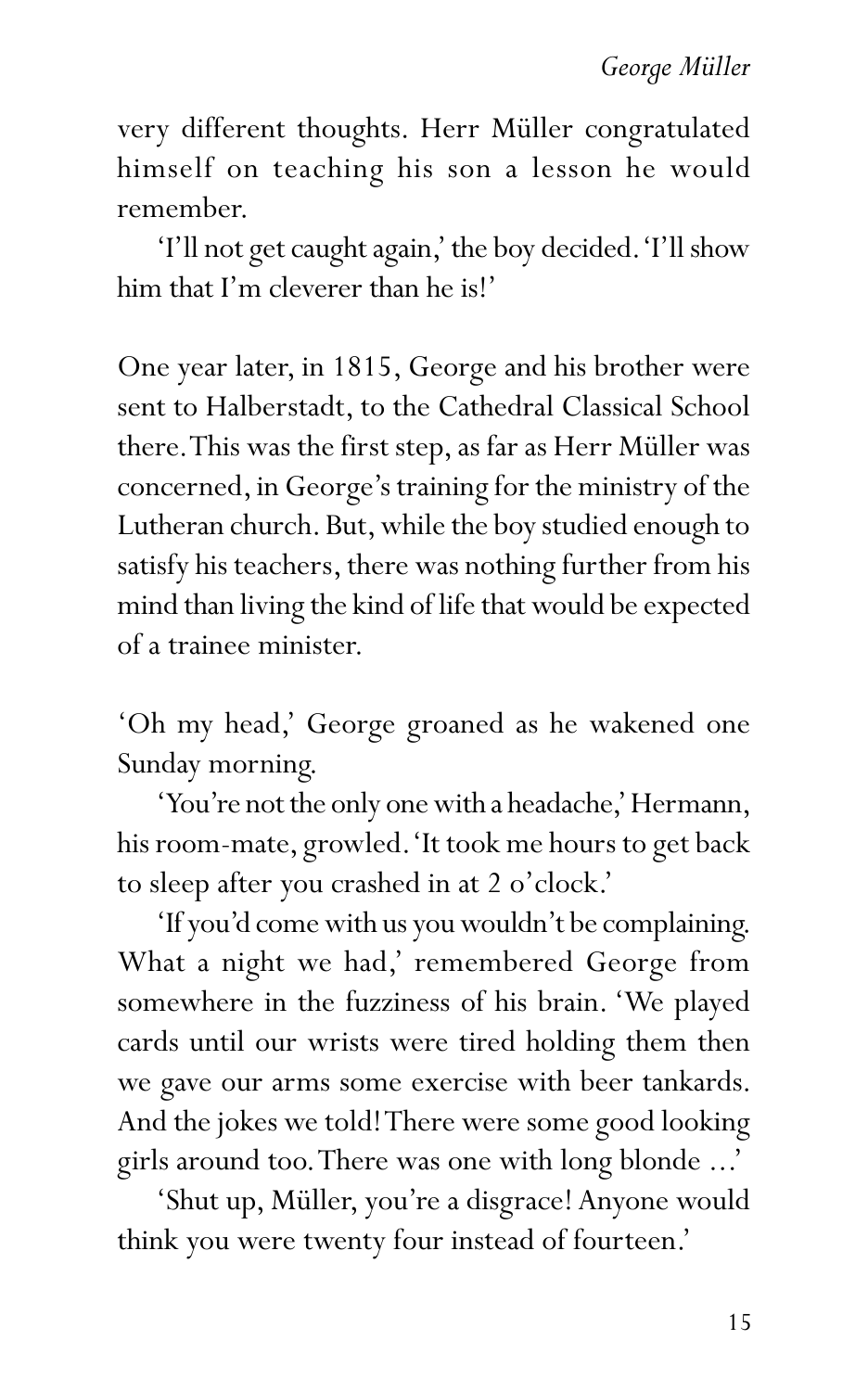very different thoughts. Herr Müller congratulated himself on teaching his son a lesson he would remember.

'I'll not get caught again,' the boy decided. 'I'll show him that I'm cleverer than he is!'

One year later, in 1815, George and his brother were sent to Halberstadt, to the Cathedral Classical School there. This was the first step, as far as Herr Müller was concerned, in George's training for the ministry of the Lutheran church. But, while the boy studied enough to satisfy his teachers, there was nothing further from his mind than living the kind of life that would be expected of a trainee minister.

'Oh my head,' George groaned as he wakened one Sunday morning.

'You're not the only one with a headache,' Hermann, his room-mate, growled. 'It took me hours to get back to sleep after you crashed in at 2 o'clock.'

'If you'd come with us you wouldn't be complaining. What a night we had,' remembered George from somewhere in the fuzziness of his brain. 'We played cards until our wrists were tired holding them then we gave our arms some exercise with beer tankards. And the jokes we told! There were some good looking girls around too. There was one with long blonde ...'

'Shut up, Müller, you're a disgrace! Anyone would think you were twenty four instead of fourteen.'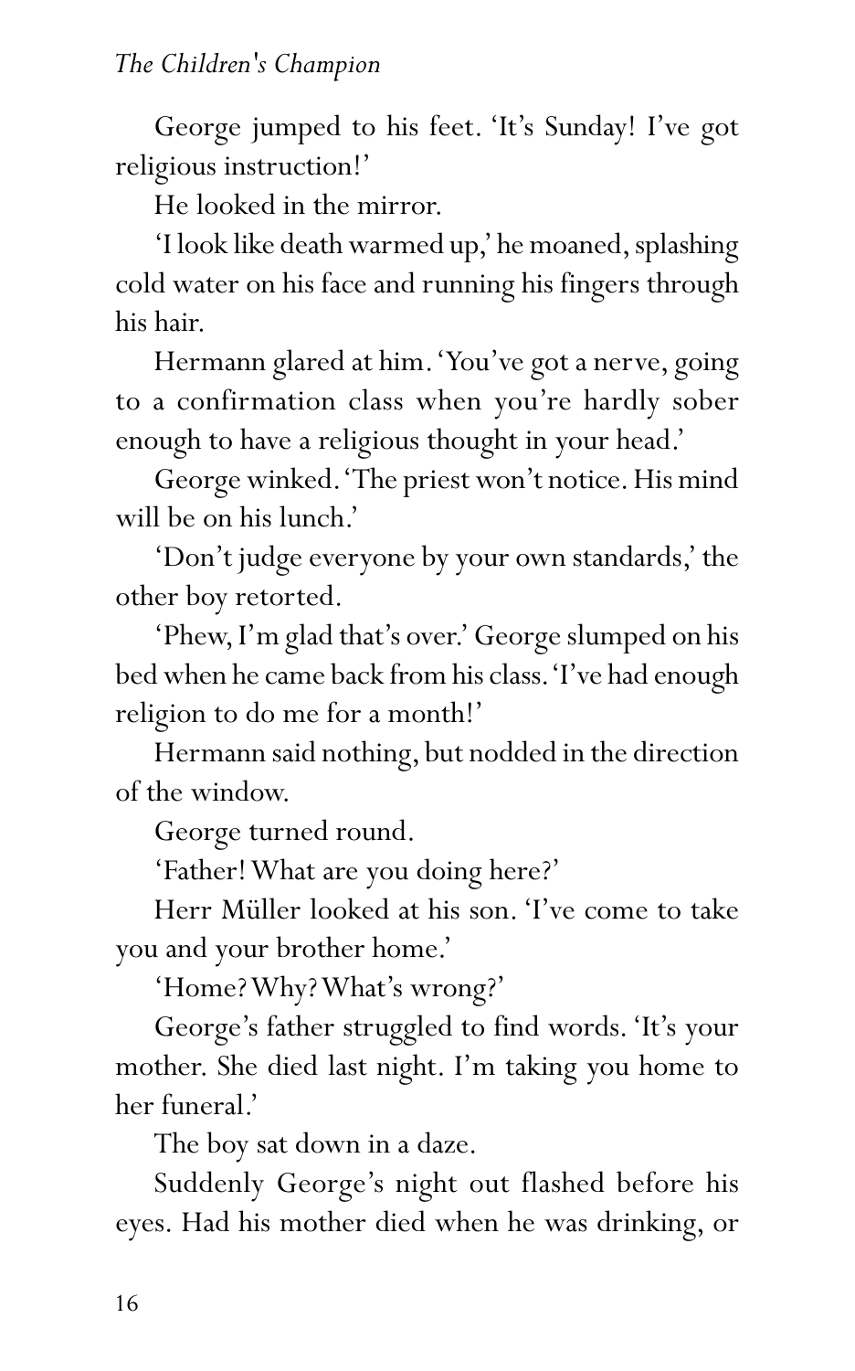George jumped to his feet. 'It's Sunday! I've got religious instruction!'

He looked in the mirror.

'I look like death warmed up,' he moaned, splashing cold water on his face and running his fingers through his hair.

Hermann glared at him. 'You've got a nerve, going to a confirmation class when you're hardly sober enough to have a religious thought in your head.'

George winked. 'The priest won't notice. His mind will be on his lunch.'

'Don't judge everyone by your own standards,' the other boy retorted.

'Phew, I'm glad that's over.' George slumped on his bed when he came back from his class. 'I've had enough religion to do me for a month!'

Hermann said nothing, but nodded in the direction of the window.

George turned round.

'Father! What are you doing here?'

Herr Müller looked at his son. 'I've come to take you and your brother home.'

'Home? Why? What's wrong?'

George's father struggled to find words. 'It's your mother. She died last night. I'm taking you home to her funeral.'

The boy sat down in a daze.

Suddenly George's night out flashed before his eyes. Had his mother died when he was drinking, or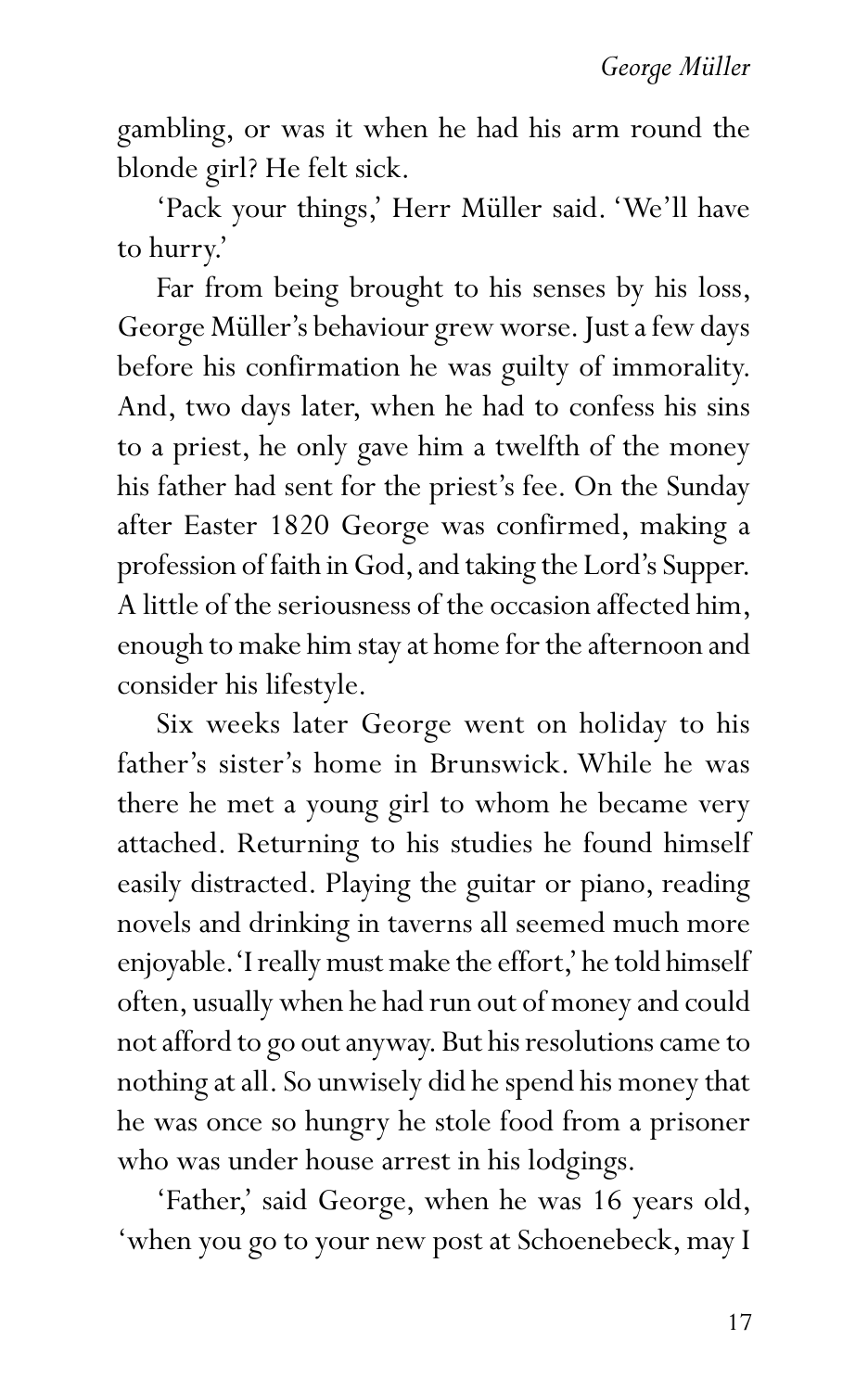gambling, or was it when he had his arm round the blonde girl? He felt sick.

'Pack your things,' Herr Müller said. 'We'll have to hurry.'

Far from being brought to his senses by his loss, George Müller's behaviour grew worse. Just a few days before his confirmation he was guilty of immorality. And, two days later, when he had to confess his sins to a priest, he only gave him a twelfth of the money his father had sent for the priest's fee. On the Sunday after Easter 1820 George was confirmed, making a profession of faith in God, and taking the Lord's Supper. A little of the seriousness of the occasion affected him, enough to make him stay at home for the afternoon and consider his lifestyle.

Six weeks later George went on holiday to his father's sister's home in Brunswick. While he was there he met a young girl to whom he became very attached. Returning to his studies he found himself easily distracted. Playing the guitar or piano, reading novels and drinking in taverns all seemed much more enjoyable. 'I really must make the effort,' he told himself often, usually when he had run out of money and could not afford to go out anyway. But his resolutions came to nothing at all. So unwisely did he spend his money that he was once so hungry he stole food from a prisoner who was under house arrest in his lodgings.

'Father,' said George, when he was 16 years old, 'when you go to your new post at Schoenebeck, may I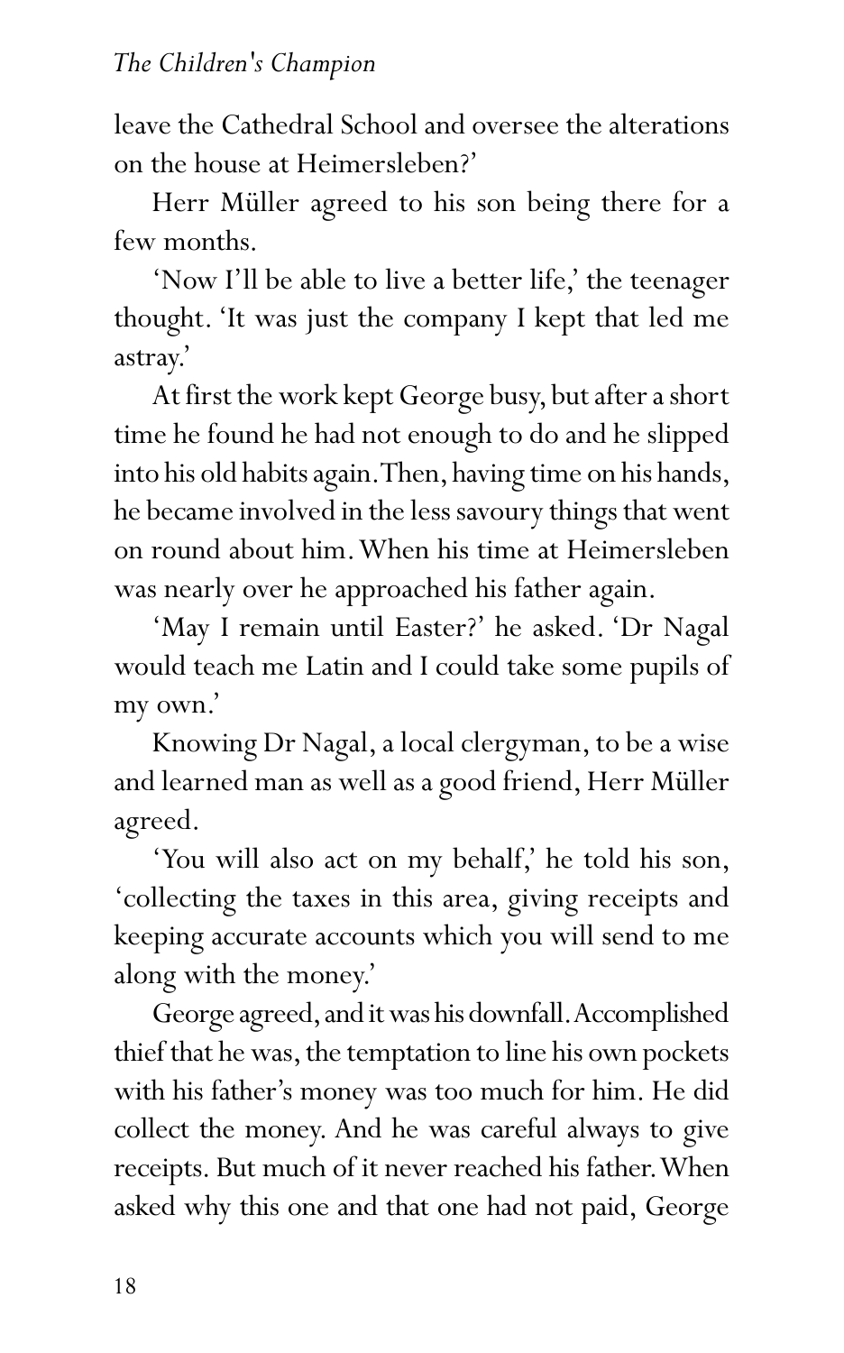leave the Cathedral School and oversee the alterations on the house at Heimersleben?'

Herr Müller agreed to his son being there for a few months.

'Now I'll be able to live a better life,' the teenager thought. 'It was just the company I kept that led me astray.'

At first the work kept George busy, but after a short time he found he had not enough to do and he slipped into his old habits again. Then, having time on his hands, he became involved in the less savoury things that went on round about him. When his time at Heimersleben was nearly over he approached his father again.

'May I remain until Easter?' he asked. 'Dr Nagal would teach me Latin and I could take some pupils of my own.'

Knowing Dr Nagal, a local clergyman, to be a wise and learned man as well as a good friend, Herr Müller agreed.

'You will also act on my behalf,' he told his son, 'collecting the taxes in this area, giving receipts and keeping accurate accounts which you will send to me along with the money.'

George agreed, and it was his downfall. Accomplished thief that he was, the temptation to line his own pockets with his father's money was too much for him. He did collect the money. And he was careful always to give receipts. But much of it never reached his father. When asked why this one and that one had not paid, George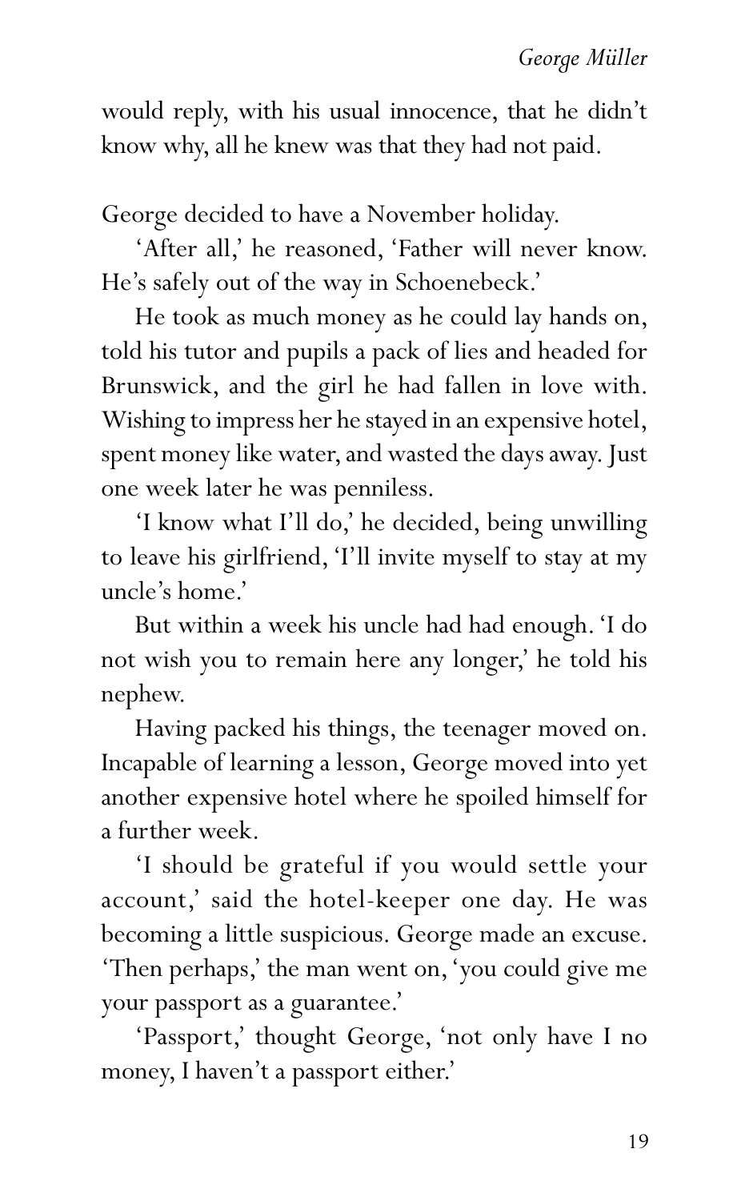would reply, with his usual innocence, that he didn't know why, all he knew was that they had not paid.

George decided to have a November holiday.

'After all,' he reasoned, 'Father will never know. He's safely out of the way in Schoenebeck.'

He took as much money as he could lay hands on, told his tutor and pupils a pack of lies and headed for Brunswick, and the girl he had fallen in love with. Wishing to impress her he stayed in an expensive hotel, spent money like water, and wasted the days away. Just one week later he was penniless.

'I know what I'll do,' he decided, being unwilling to leave his girlfriend, 'I'll invite myself to stay at my uncle's home.'

But within a week his uncle had had enough. 'I do not wish you to remain here any longer,' he told his nephew.

Having packed his things, the teenager moved on. Incapable of learning a lesson, George moved into yet another expensive hotel where he spoiled himself for a further week.

'I should be grateful if you would settle your account,' said the hotel-keeper one day. He was becoming a little suspicious. George made an excuse. 'Then perhaps,' the man went on, 'you could give me your passport as a guarantee.'

'Passport,' thought George, 'not only have I no money, I haven't a passport either.'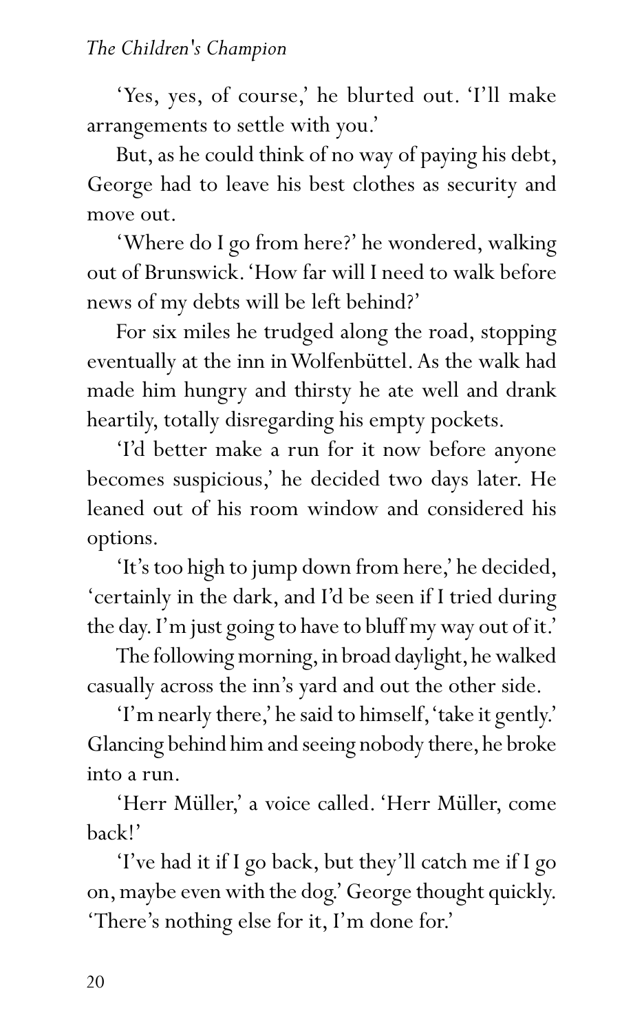'Yes, yes, of course,' he blurted out. 'I'll make arrangements to settle with you.'

But, as he could think of no way of paying his debt, George had to leave his best clothes as security and move out.

'Where do I go from here?' he wondered, walking out of Brunswick. 'How far will I need to walk before news of my debts will be left behind?'

For six miles he trudged along the road, stopping eventually at the inn in Wolfenbüttel. As the walk had made him hungry and thirsty he ate well and drank heartily, totally disregarding his empty pockets.

'I'd better make a run for it now before anyone becomes suspicious,' he decided two days later. He leaned out of his room window and considered his options.

'It's too high to jump down from here,' he decided, 'certainly in the dark, and I'd be seen if I tried during the day. I'm just going to have to bluff my way out of it.'

The following morning, in broad daylight, he walked casually across the inn's yard and out the other side.

'I'm nearly there,' he said to himself, 'take it gently.' Glancing behind him and seeing nobody there, he broke into a run.

'Herr Müller,' a voice called. 'Herr Müller, come back!'

'I've had it if I go back, but they'll catch me if I go on, maybe even with the dog.' George thought quickly. 'There's nothing else for it, I'm done for.'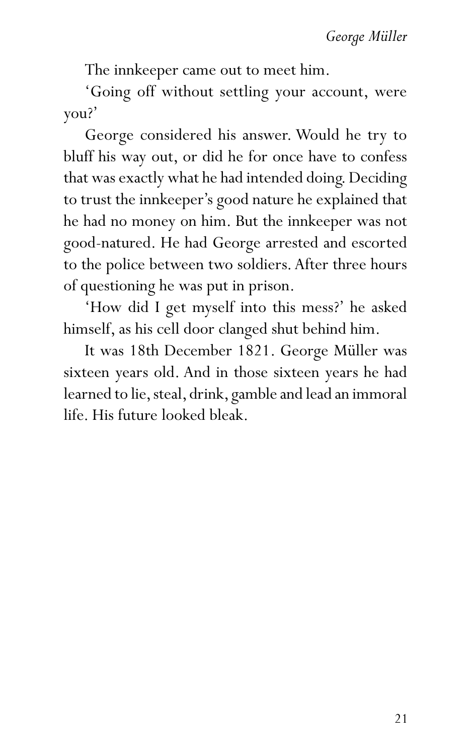The innkeeper came out to meet him.

'Going off without settling your account, were you?'

George considered his answer. Would he try to bluff his way out, or did he for once have to confess that was exactly what he had intended doing. Deciding to trust the innkeeper's good nature he explained that he had no money on him. But the innkeeper was not good-natured. He had George arrested and escorted to the police between two soldiers. After three hours of questioning he was put in prison.

'How did I get myself into this mess?' he asked himself, as his cell door clanged shut behind him.

It was 18th December 1821. George Müller was sixteen years old. And in those sixteen years he had learned to lie, steal, drink, gamble and lead an immoral life. His future looked bleak.